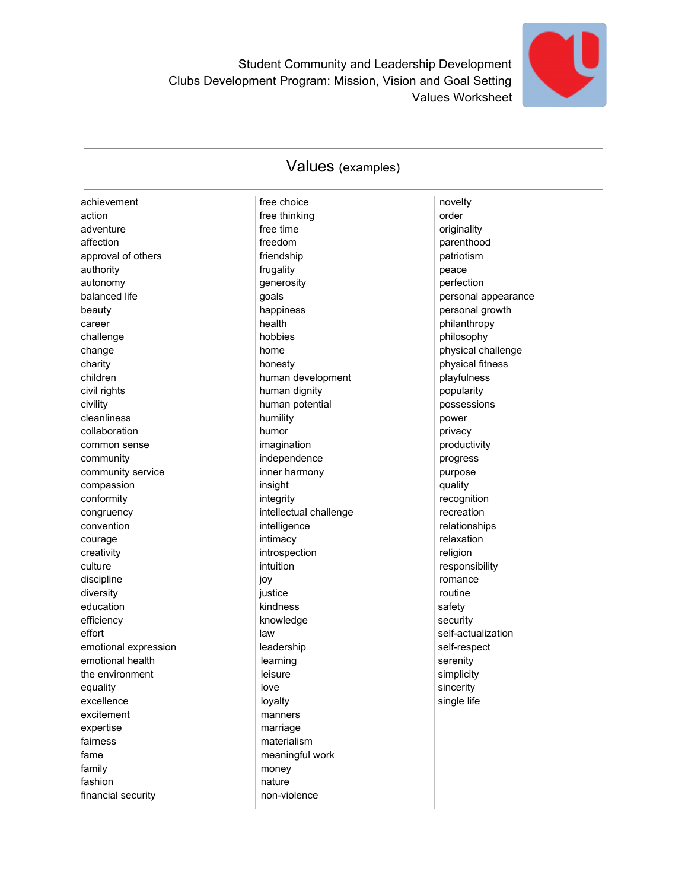Student Community and Leadership Development
Clubs Development Program: Mission, Vision and Goal Setting
Values Worksheet

## Values (examples)

achievement
action
adventure
affection
approval of others
authority
autonomy
balanced life
beauty
career
challenge
change
charity
children
civil rights
civility
cleanliness
collaboration
common sense
community
community service
compassion
conformity
congruency
convention
courage
creativity
culture
discipline
diversity
education
efficiency
effort
emotional expression
emotional health
the environment
equality
excellence
excitement
expertise
fairness
fame
family
fashion
financial security
free choice
free thinking
free time
freedom
friendship
frugality
generosity
goals
happiness
health
hobbies
home
honesty
human development
human dignity
human potential
humility
humor
imagination
independence
inner harmony
insight
integrity
intellectual challenge
intelligence
intimacy
introspection
intuition
joy
justice
kindness
knowledge
law
leadership
learning
leisure
love
loyalty
manners
marriage
materialism
meaningful work
money
nature
non-violence
novelty
order
originality
parenthood
patriotism
peace
perfection
personal appearance
personal growth
philanthropy
philosophy
physical challenge
physical fitness
playfulness
popularity
possessions
power
privacy
productivity
progress
purpose
quality
recognition
recreation
relationships
relaxation
religion
responsibility
romance
routine
safety
security
self-actualization
self-respect
serenity
simplicity
sincerity
single life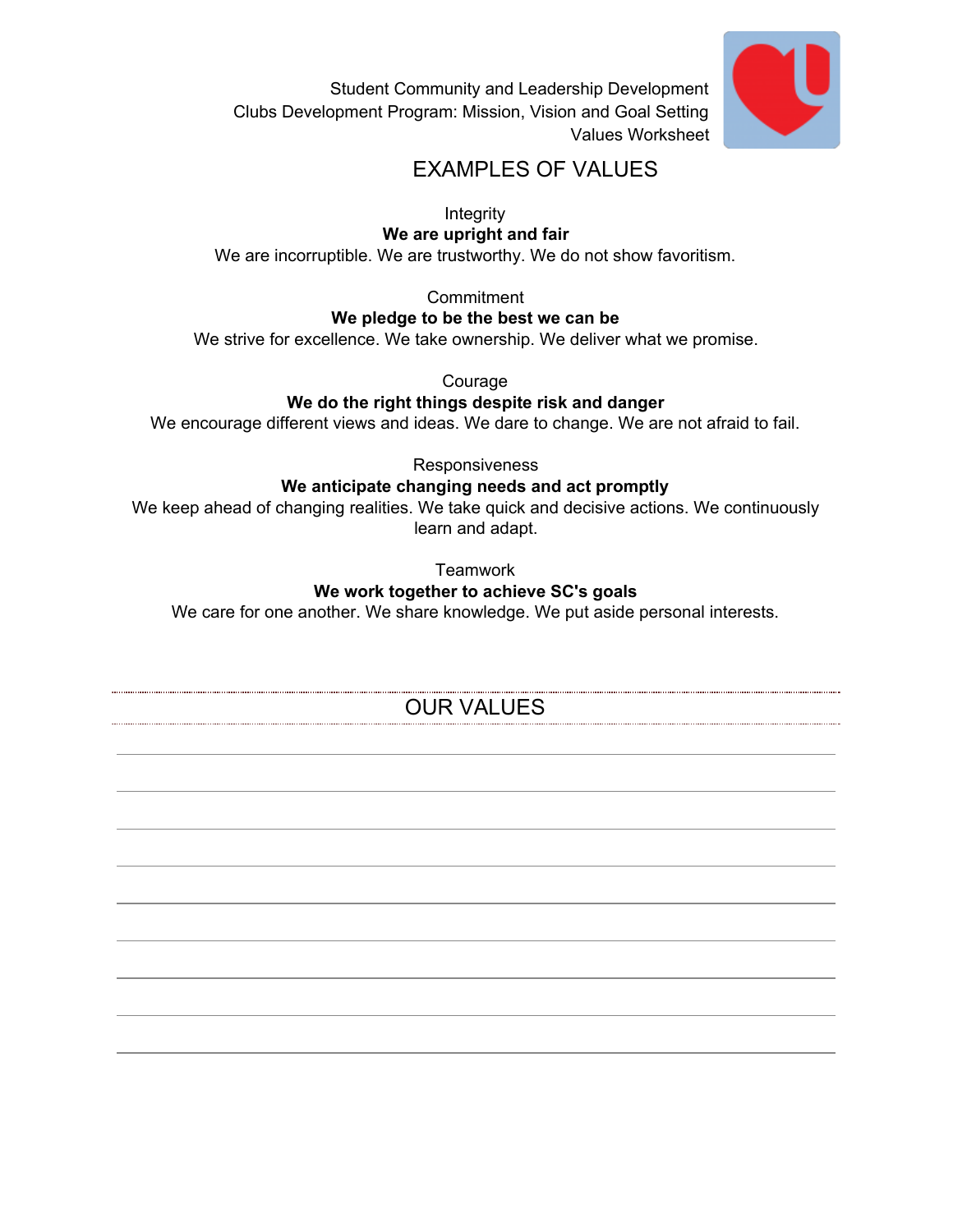Student Community and Leadership Development
Clubs Development Program: Mission, Vision and Goal Setting
Values Worksheet

## EXAMPLES OF VALUES

Integrity
**We are upright and fair**
We are incorruptible. We are trustworthy. We do not show favoritism.

Commitment
**We pledge to be the best we can be**
We strive for excellence. We take ownership. We deliver what we promise.

Courage
**We do the right things despite risk and danger**
We encourage different views and ideas. We dare to change. We are not afraid to fail.

Responsiveness
**We anticipate changing needs and act promptly**
We keep ahead of changing realities. We take quick and decisive actions. We continuously learn and adapt.

Teamwork
**We work together to achieve SC's goals**
We care for one another. We share knowledge. We put aside personal interests.

## OUR VALUES